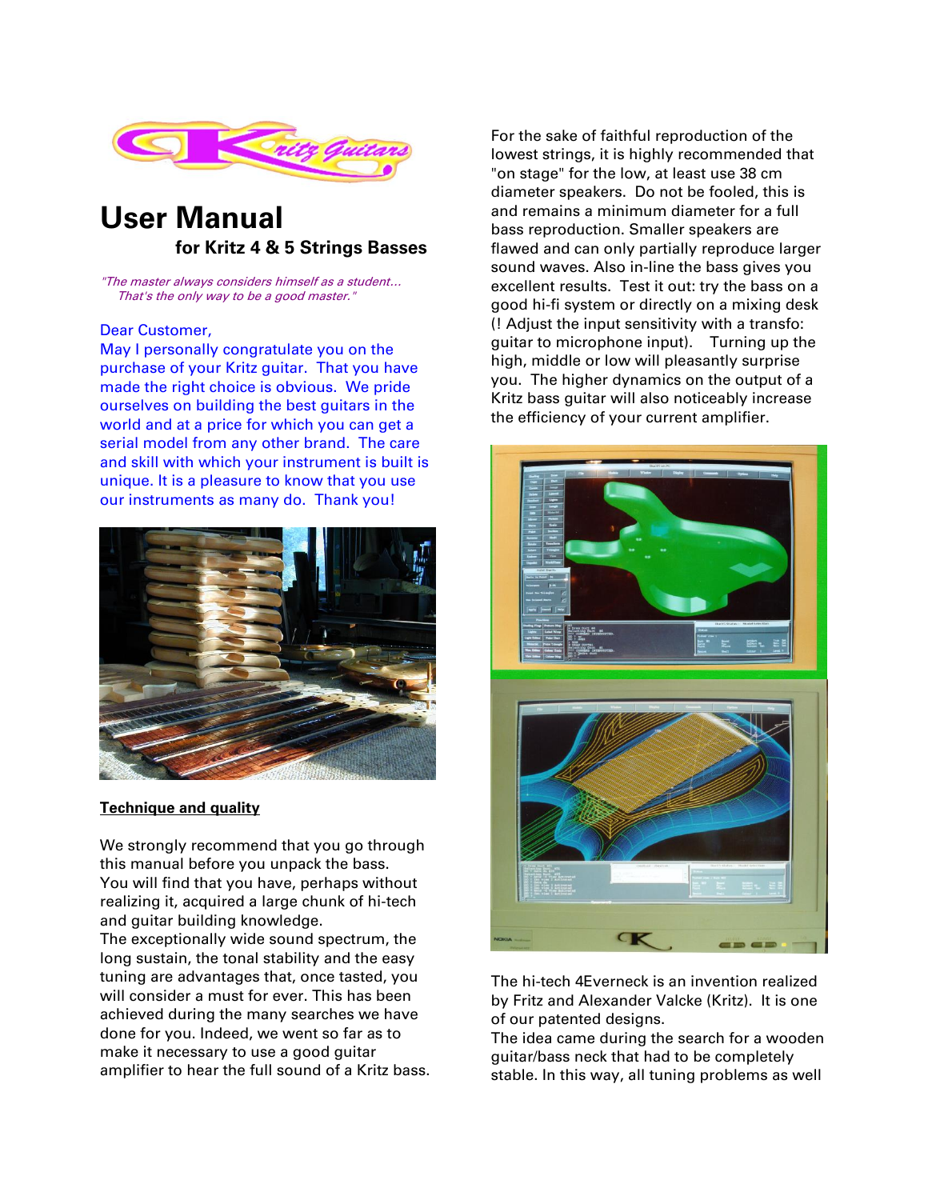# User Manual

## for Kritz 4 & 5 Strings Basses

*"The master always considers himself as a student... That's the only way to be a good master."*

Dear Customer,
May I personally congratulate you on the purchase of your Kritz guitar. That you have made the right choice is obvious. We pride ourselves on building the best guitars in the world and at a price for which you can get a serial model from any other brand. The care and skill with which your instrument is built is unique. It is a pleasure to know that you use our instruments as many do. Thank you!

**Technique and quality**

We strongly recommend that you go through this manual before you unpack the bass.
You will find that you have, perhaps without realizing it, acquired a large chunk of hi-tech and guitar building knowledge.
The exceptionally wide sound spectrum, the long sustain, the tonal stability and the easy tuning are advantages that, once tasted, you will consider a must for ever. This has been achieved during the many searches we have done for you. Indeed, we went so far as to make it necessary to use a good guitar amplifier to hear the full sound of a Kritz bass.

For the sake of faithful reproduction of the lowest strings, it is highly recommended that "on stage" for the low, at least use 38 cm diameter speakers. Do not be fooled, this is and remains a minimum diameter for a full bass reproduction. Smaller speakers are flawed and can only partially reproduce larger sound waves. Also in-line the bass gives you excellent results. Test it out: try the bass on a good hi-fi system or directly on a mixing desk (! Adjust the input sensitivity with a transfo: guitar to microphone input). Turning up the high, middle or low will pleasantly surprise you. The higher dynamics on the output of a Kritz bass guitar will also noticeably increase the efficiency of your current amplifier.

The hi-tech 4Everneck is an invention realized by Fritz and Alexander Valcke (Kritz). It is one of our patented designs.
The idea came during the search for a wooden guitar/bass neck that had to be completely stable. In this way, all tuning problems as well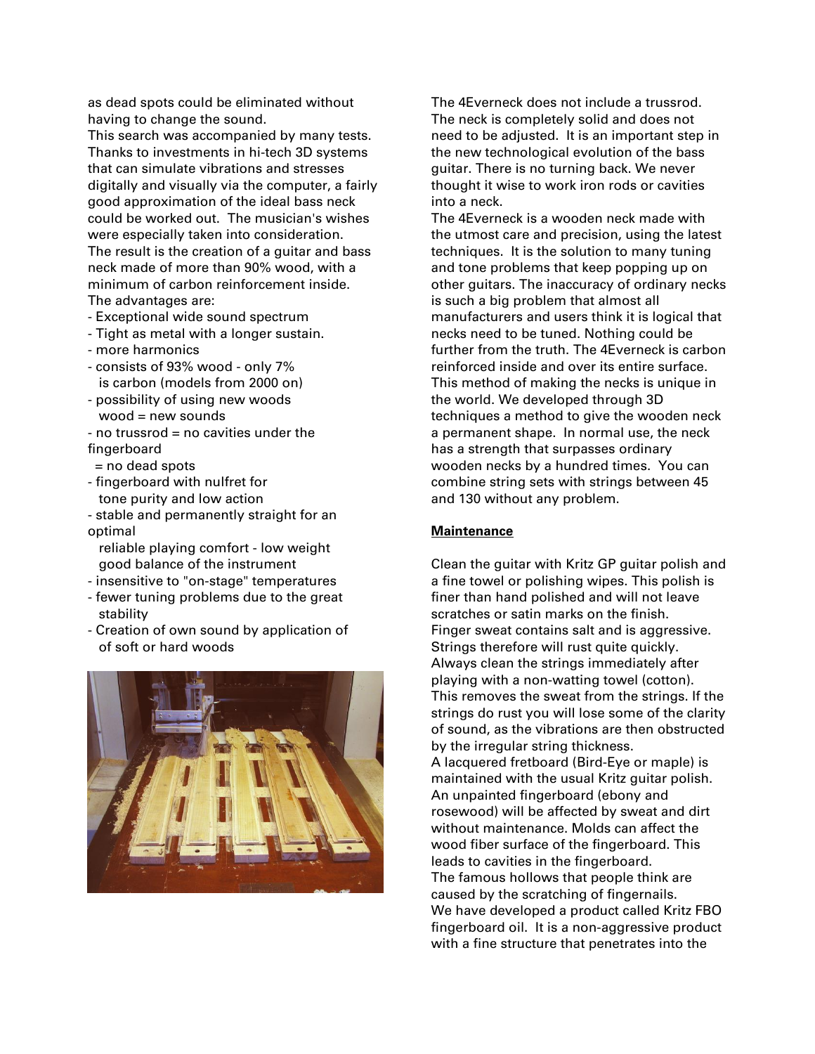as dead spots could be eliminated without having to change the sound.
This search was accompanied by many tests. Thanks to investments in hi-tech 3D systems that can simulate vibrations and stresses digitally and visually via the computer, a fairly good approximation of the ideal bass neck could be worked out. The musician's wishes were especially taken into consideration.
The result is the creation of a guitar and bass neck made of more than 90% wood, with a minimum of carbon reinforcement inside.
The advantages are:

- Exceptional wide sound spectrum
- Tight as metal with a longer sustain.
- more harmonics
- consists of 93% wood - only 7% is carbon (models from 2000 on)
- possibility of using new woods wood = new sounds
- no trussrod = no cavities under the fingerboard = no dead spots
- fingerboard with nulfret for tone purity and low action
- stable and permanently straight for an optimal reliable playing comfort - low weight good balance of the instrument
- insensitive to "on-stage" temperatures
- fewer tuning problems due to the great stability
- Creation of own sound by application of of soft or hard woods

The 4Everneck does not include a trussrod. The neck is completely solid and does not need to be adjusted. It is an important step in the new technological evolution of the bass guitar. There is no turning back. We never thought it wise to work iron rods or cavities into a neck.
The 4Everneck is a wooden neck made with the utmost care and precision, using the latest techniques. It is the solution to many tuning and tone problems that keep popping up on other guitars. The inaccuracy of ordinary necks is such a big problem that almost all manufacturers and users think it is logical that necks need to be tuned. Nothing could be further from the truth. The 4Everneck is carbon reinforced inside and over its entire surface. This method of making the necks is unique in the world. We developed through 3D techniques a method to give the wooden neck a permanent shape. In normal use, the neck has a strength that surpasses ordinary wooden necks by a hundred times. You can combine string sets with strings between 45 and 130 without any problem.

## Maintenance

Clean the guitar with Kritz GP guitar polish and a fine towel or polishing wipes. This polish is finer than hand polished and will not leave scratches or satin marks on the finish.
Finger sweat contains salt and is aggressive. Strings therefore will rust quite quickly. Always clean the strings immediately after playing with a non-watting towel (cotton). This removes the sweat from the strings. If the strings do rust you will lose some of the clarity of sound, as the vibrations are then obstructed by the irregular string thickness.
A lacquered fretboard (Bird-Eye or maple) is maintained with the usual Kritz guitar polish. An unpainted fingerboard (ebony and rosewood) will be affected by sweat and dirt without maintenance. Molds can affect the wood fiber surface of the fingerboard. This leads to cavities in the fingerboard.
The famous hollows that people think are caused by the scratching of fingernails.
We have developed a product called Kritz FBO fingerboard oil. It is a non-aggressive product with a fine structure that penetrates into the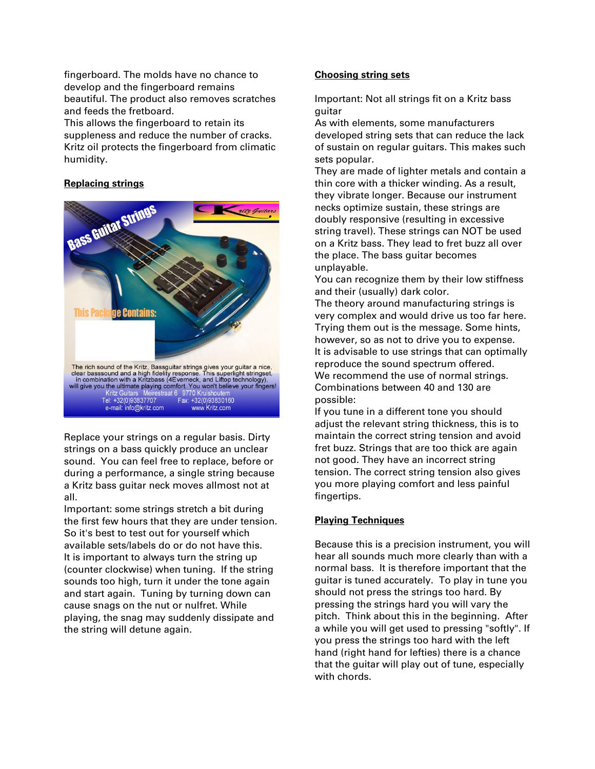fingerboard. The molds have no chance to develop and the fingerboard remains beautiful. The product also removes scratches and feeds the fretboard.
This allows the fingerboard to retain its suppleness and reduce the number of cracks. Kritz oil protects the fingerboard from climatic humidity.

**Replacing strings**

Replace your strings on a regular basis. Dirty strings on a bass quickly produce an unclear sound. You can feel free to replace, before or during a performance, a single string because a Kritz bass guitar neck moves allmost not at all.
Important: some strings stretch a bit during the first few hours that they are under tension. So it's best to test out for yourself which available sets/labels do or do not have this.
It is important to always turn the string up (counter clockwise) when tuning. If the string sounds too high, turn it under the tone again and start again. Tuning by turning down can cause snags on the nut or nulfret. While playing, the snag may suddenly dissipate and the string will detune again.

**Choosing string sets**

Important: Not all strings fit on a Kritz bass guitar
As with elements, some manufacturers developed string sets that can reduce the lack of sustain on regular guitars. This makes such sets popular.
They are made of lighter metals and contain a thin core with a thicker winding. As a result, they vibrate longer. Because our instrument necks optimize sustain, these strings are doubly responsive (resulting in excessive string travel). These strings can NOT be used on a Kritz bass. They lead to fret buzz all over the place. The bass guitar becomes unplayable.
You can recognize them by their low stiffness and their (usually) dark color.
The theory around manufacturing strings is very complex and would drive us too far here. Trying them out is the message. Some hints, however, so as not to drive you to expense.
It is advisable to use strings that can optimally reproduce the sound spectrum offered.
We recommend the use of normal strings. Combinations between 40 and 130 are possible:
If you tune in a different tone you should adjust the relevant string thickness, this is to maintain the correct string tension and avoid fret buzz. Strings that are too thick are again not good. They have an incorrect string tension. The correct string tension also gives you more playing comfort and less painful fingertips.

**Playing Techniques**

Because this is a precision instrument, you will hear all sounds much more clearly than with a normal bass. It is therefore important that the guitar is tuned accurately. To play in tune you should not press the strings too hard. By pressing the strings hard you will vary the pitch. Think about this in the beginning. After a while you will get used to pressing "softly". If you press the strings too hard with the left hand (right hand for lefties) there is a chance that the guitar will play out of tune, especially with chords.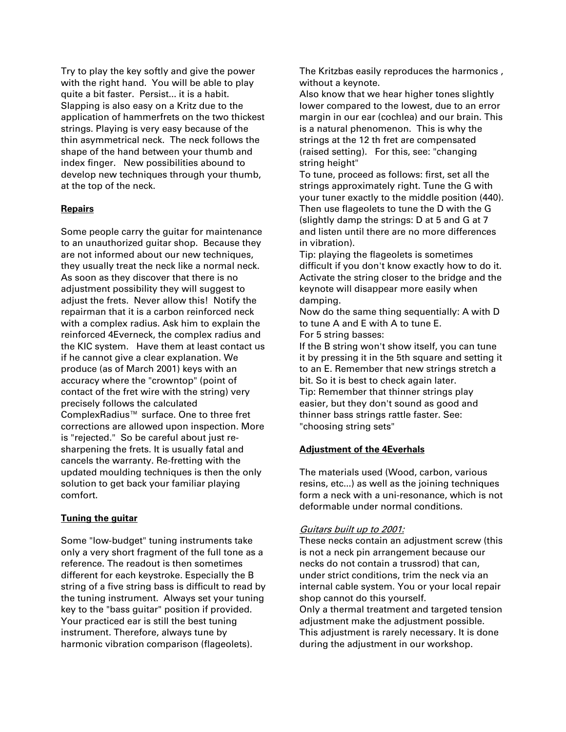Try to play the key softly and give the power with the right hand. You will be able to play quite a bit faster. Persist... it is a habit. Slapping is also easy on a Kritz due to the application of hammerfrets on the two thickest strings. Playing is very easy because of the thin asymmetrical neck. The neck follows the shape of the hand between your thumb and index finger. New possibilities abound to develop new techniques through your thumb, at the top of the neck.

**Repairs**

Some people carry the guitar for maintenance to an unauthorized guitar shop. Because they are not informed about our new techniques, they usually treat the neck like a normal neck. As soon as they discover that there is no adjustment possibility they will suggest to adjust the frets. Never allow this! Notify the repairman that it is a carbon reinforced neck with a complex radius. Ask him to explain the reinforced 4Everneck, the complex radius and the KIC system. Have them at least contact us if he cannot give a clear explanation. We produce (as of March 2001) keys with an accuracy where the "crowntop" (point of contact of the fret wire with the string) very precisely follows the calculated ComplexRadius™ surface. One to three fret corrections are allowed upon inspection. More is "rejected." So be careful about just re-sharpening the frets. It is usually fatal and cancels the warranty. Re-fretting with the updated moulding techniques is then the only solution to get back your familiar playing comfort.

**Tuning the guitar**

Some "low-budget" tuning instruments take only a very short fragment of the full tone as a reference. The readout is then sometimes different for each keystroke. Especially the B string of a five string bass is difficult to read by the tuning instrument. Always set your tuning key to the "bass guitar" position if provided. Your practiced ear is still the best tuning instrument. Therefore, always tune by harmonic vibration comparison (flageolets).

The Kritzbas easily reproduces the harmonics , without a keynote.

Also know that we hear higher tones slightly lower compared to the lowest, due to an error margin in our ear (cochlea) and our brain. This is a natural phenomenon. This is why the strings at the 12 th fret are compensated (raised setting). For this, see: "changing string height"

To tune, proceed as follows: first, set all the strings approximately right. Tune the G with your tuner exactly to the middle position (440). Then use flageolets to tune the D with the G (slightly damp the strings: D at 5 and G at 7 and listen until there are no more differences in vibration).

Tip: playing the flageolets is sometimes difficult if you don't know exactly how to do it. Activate the string closer to the bridge and the keynote will disappear more easily when damping.

Now do the same thing sequentially: A with D to tune A and E with A to tune E.

For 5 string basses:

If the B string won't show itself, you can tune it by pressing it in the 5th square and setting it to an E. Remember that new strings stretch a bit. So it is best to check again later.

Tip: Remember that thinner strings play easier, but they don't sound as good and thinner bass strings rattle faster. See: "choosing string sets"

**Adjustment of the 4Everhals**

The materials used (Wood, carbon, various resins, etc...) as well as the joining techniques form a neck with a uni-resonance, which is not deformable under normal conditions.

*Guitars built up to 2001:*

These necks contain an adjustment screw (this is not a neck pin arrangement because our necks do not contain a trussrod) that can, under strict conditions, trim the neck via an internal cable system. You or your local repair shop cannot do this yourself.

Only a thermal treatment and targeted tension adjustment make the adjustment possible. This adjustment is rarely necessary. It is done during the adjustment in our workshop.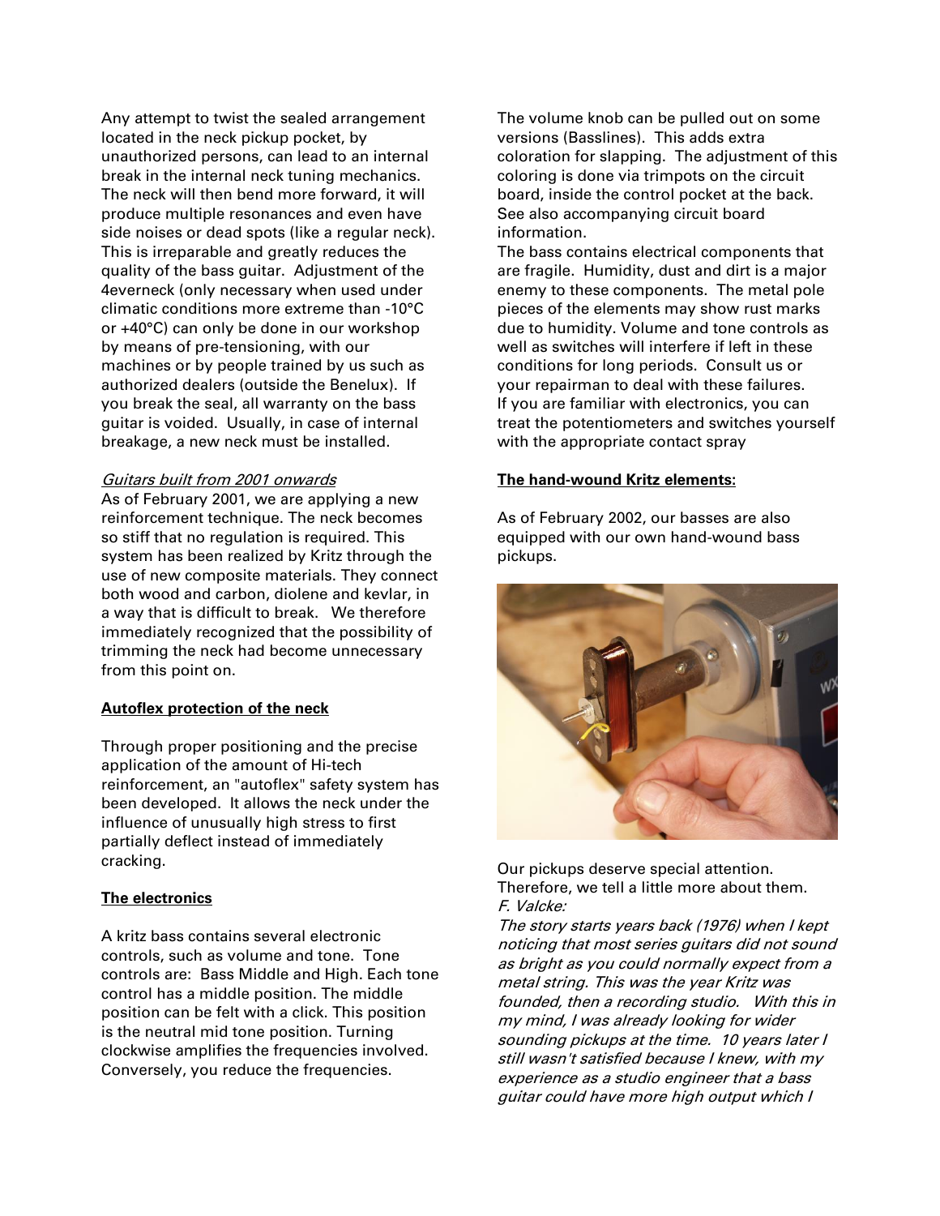Any attempt to twist the sealed arrangement located in the neck pickup pocket, by unauthorized persons, can lead to an internal break in the internal neck tuning mechanics. The neck will then bend more forward, it will produce multiple resonances and even have side noises or dead spots (like a regular neck). This is irreparable and greatly reduces the quality of the bass guitar. Adjustment of the 4everneck (only necessary when used under climatic conditions more extreme than -10°C or +40°C) can only be done in our workshop by means of pre-tensioning, with our machines or by people trained by us such as authorized dealers (outside the Benelux). If you break the seal, all warranty on the bass guitar is voided. Usually, in case of internal breakage, a new neck must be installed.

*Guitars built from 2001 onwards*

As of February 2001, we are applying a new reinforcement technique. The neck becomes so stiff that no regulation is required. This system has been realized by Kritz through the use of new composite materials. They connect both wood and carbon, diolene and kevlar, in a way that is difficult to break. We therefore immediately recognized that the possibility of trimming the neck had become unnecessary from this point on.

**Autoflex protection of the neck**

Through proper positioning and the precise application of the amount of Hi-tech reinforcement, an "autoflex" safety system has been developed. It allows the neck under the influence of unusually high stress to first partially deflect instead of immediately cracking.

**The electronics**

A kritz bass contains several electronic controls, such as volume and tone. Tone controls are: Bass Middle and High. Each tone control has a middle position. The middle position can be felt with a click. This position is the neutral mid tone position. Turning clockwise amplifies the frequencies involved. Conversely, you reduce the frequencies.

The volume knob can be pulled out on some versions (Basslines). This adds extra coloration for slapping. The adjustment of this coloring is done via trimpots on the circuit board, inside the control pocket at the back. See also accompanying circuit board information.

The bass contains electrical components that are fragile. Humidity, dust and dirt is a major enemy to these components. The metal pole pieces of the elements may show rust marks due to humidity. Volume and tone controls as well as switches will interfere if left in these conditions for long periods. Consult us or your repairman to deal with these failures.

If you are familiar with electronics, you can treat the potentiometers and switches yourself with the appropriate contact spray

**The hand-wound Kritz elements:**

As of February 2002, our basses are also equipped with our own hand-wound bass pickups.

Our pickups deserve special attention. Therefore, we tell a little more about them.

*F. Valcke:*

*The story starts years back (1976) when I kept noticing that most series guitars did not sound as bright as you could normally expect from a metal string. This was the year Kritz was founded, then a recording studio. With this in my mind, I was already looking for wider sounding pickups at the time. 10 years later I still wasn't satisfied because I knew, with my experience as a studio engineer that a bass guitar could have more high output which I*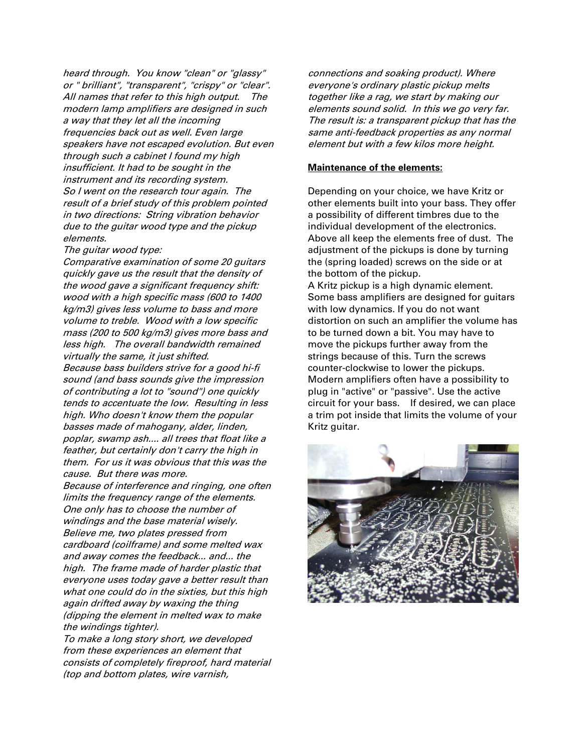*heard through. You know "clean" or "glassy" or " brilliant", "transparent", "crispy" or "clear". All names that refer to this high output. The modern lamp amplifiers are designed in such a way that they let all the incoming frequencies back out as well. Even large speakers have not escaped evolution. But even through such a cabinet I found my high insufficient. It had to be sought in the instrument and its recording system.*

*So I went on the research tour again. The result of a brief study of this problem pointed in two directions: String vibration behavior due to the guitar wood type and the pickup elements.*

*The guitar wood type:*

*Comparative examination of some 20 guitars quickly gave us the result that the density of the wood gave a significant frequency shift: wood with a high specific mass (600 to 1400 kg/m3) gives less volume to bass and more volume to treble. Wood with a low specific mass (200 to 500 kg/m3) gives more bass and less high. The overall bandwidth remained virtually the same, it just shifted.*

*Because bass builders strive for a good hi-fi sound (and bass sounds give the impression of contributing a lot to "sound") one quickly tends to accentuate the low. Resulting in less high. Who doesn't know them the popular basses made of mahogany, alder, linden, poplar, swamp ash.... all trees that float like a feather, but certainly don't carry the high in them. For us it was obvious that this was the cause. But there was more.*

*Because of interference and ringing, one often limits the frequency range of the elements. One only has to choose the number of windings and the base material wisely. Believe me, two plates pressed from cardboard (coilframe) and some melted wax and away comes the feedback... and... the high. The frame made of harder plastic that everyone uses today gave a better result than what one could do in the sixties, but this high again drifted away by waxing the thing (dipping the element in melted wax to make the windings tighter).*

*To make a long story short, we developed from these experiences an element that consists of completely fireproof, hard material (top and bottom plates, wire varnish, connections and soaking product). Where everyone's ordinary plastic pickup melts together like a rag, we start by making our elements sound solid. In this we go very far. The result is: a transparent pickup that has the same anti-feedback properties as any normal element but with a few kilos more height.*

**Maintenance of the elements:**

Depending on your choice, we have Kritz or other elements built into your bass. They offer a possibility of different timbres due to the individual development of the electronics. Above all keep the elements free of dust. The adjustment of the pickups is done by turning the (spring loaded) screws on the side or at the bottom of the pickup.

A Kritz pickup is a high dynamic element. Some bass amplifiers are designed for guitars with low dynamics. If you do not want distortion on such an amplifier the volume has to be turned down a bit. You may have to move the pickups further away from the strings because of this. Turn the screws counter-clockwise to lower the pickups. Modern amplifiers often have a possibility to plug in "active" or "passive". Use the active circuit for your bass. If desired, we can place a trim pot inside that limits the volume of your Kritz guitar.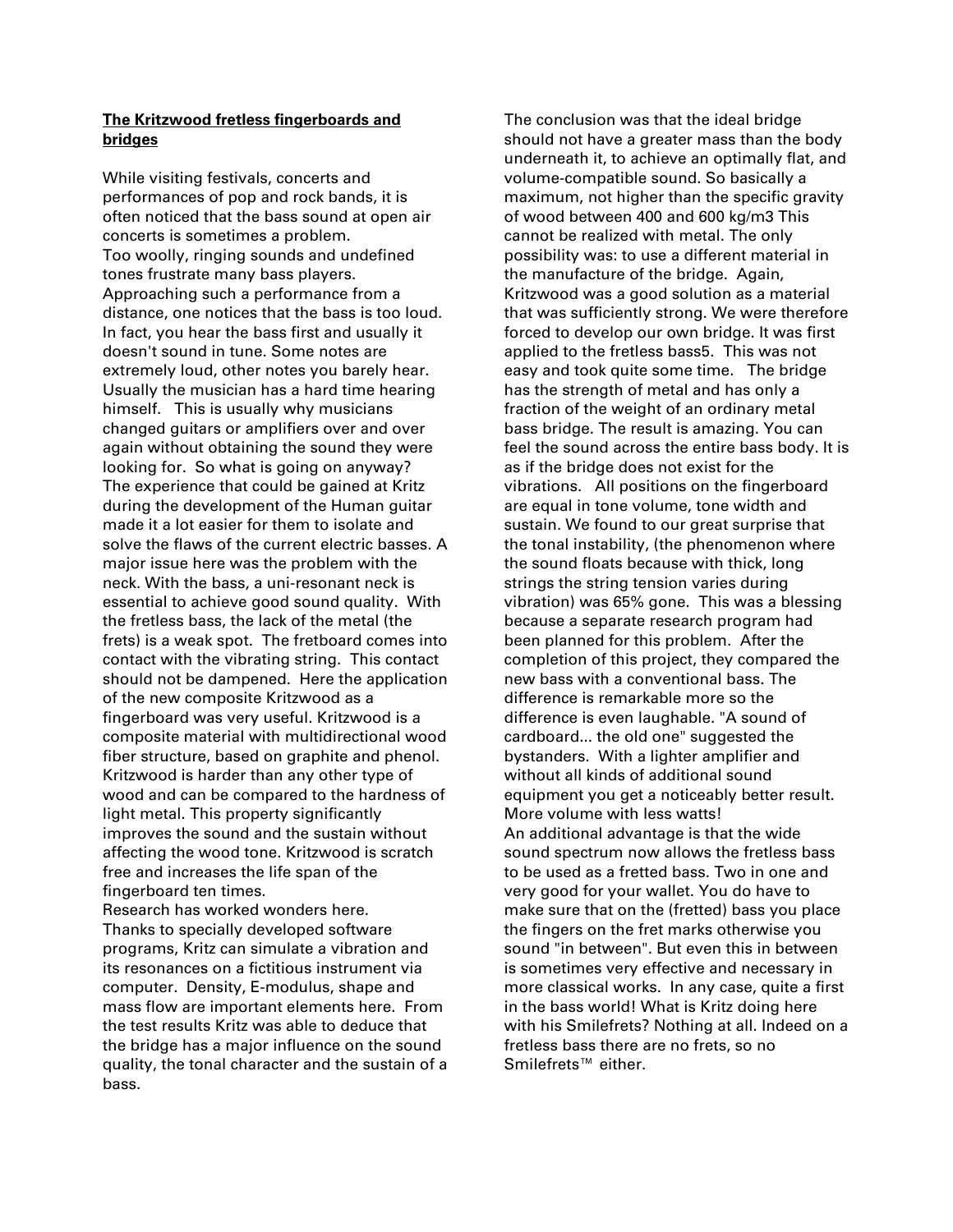**The Kritzwood fretless fingerboards and bridges**

While visiting festivals, concerts and performances of pop and rock bands, it is often noticed that the bass sound at open air concerts is sometimes a problem.
Too woolly, ringing sounds and undefined tones frustrate many bass players. Approaching such a performance from a distance, one notices that the bass is too loud. In fact, you hear the bass first and usually it doesn't sound in tune. Some notes are extremely loud, other notes you barely hear. Usually the musician has a hard time hearing himself. This is usually why musicians changed guitars or amplifiers over and over again without obtaining the sound they were looking for. So what is going on anyway? The experience that could be gained at Kritz during the development of the Human guitar made it a lot easier for them to isolate and solve the flaws of the current electric basses. A major issue here was the problem with the neck. With the bass, a uni-resonant neck is essential to achieve good sound quality. With the fretless bass, the lack of the metal (the frets) is a weak spot. The fretboard comes into contact with the vibrating string. This contact should not be dampened. Here the application of the new composite Kritzwood as a fingerboard was very useful. Kritzwood is a composite material with multidirectional wood fiber structure, based on graphite and phenol. Kritzwood is harder than any other type of wood and can be compared to the hardness of light metal. This property significantly improves the sound and the sustain without affecting the wood tone. Kritzwood is scratch free and increases the life span of the fingerboard ten times.
Research has worked wonders here.
Thanks to specially developed software programs, Kritz can simulate a vibration and its resonances on a fictitious instrument via computer. Density, E-modulus, shape and mass flow are important elements here. From the test results Kritz was able to deduce that the bridge has a major influence on the sound quality, the tonal character and the sustain of a bass.

The conclusion was that the ideal bridge should not have a greater mass than the body underneath it, to achieve an optimally flat, and volume-compatible sound. So basically a maximum, not higher than the specific gravity of wood between 400 and 600 kg/m3 This cannot be realized with metal. The only possibility was: to use a different material in the manufacture of the bridge. Again, Kritzwood was a good solution as a material that was sufficiently strong. We were therefore forced to develop our own bridge. It was first applied to the fretless bass5. This was not easy and took quite some time. The bridge has the strength of metal and has only a fraction of the weight of an ordinary metal bass bridge. The result is amazing. You can feel the sound across the entire bass body. It is as if the bridge does not exist for the vibrations. All positions on the fingerboard are equal in tone volume, tone width and sustain. We found to our great surprise that the tonal instability, (the phenomenon where the sound floats because with thick, long strings the string tension varies during vibration) was 65% gone. This was a blessing because a separate research program had been planned for this problem. After the completion of this project, they compared the new bass with a conventional bass. The difference is remarkable more so the difference is even laughable. "A sound of cardboard... the old one" suggested the bystanders. With a lighter amplifier and without all kinds of additional sound equipment you get a noticeably better result. More volume with less watts!
An additional advantage is that the wide sound spectrum now allows the fretless bass to be used as a fretted bass. Two in one and very good for your wallet. You do have to make sure that on the (fretted) bass you place the fingers on the fret marks otherwise you sound "in between". But even this in between is sometimes very effective and necessary in more classical works. In any case, quite a first in the bass world! What is Kritz doing here with his Smilefrets? Nothing at all. Indeed on a fretless bass there are no frets, so no Smilefrets™ either.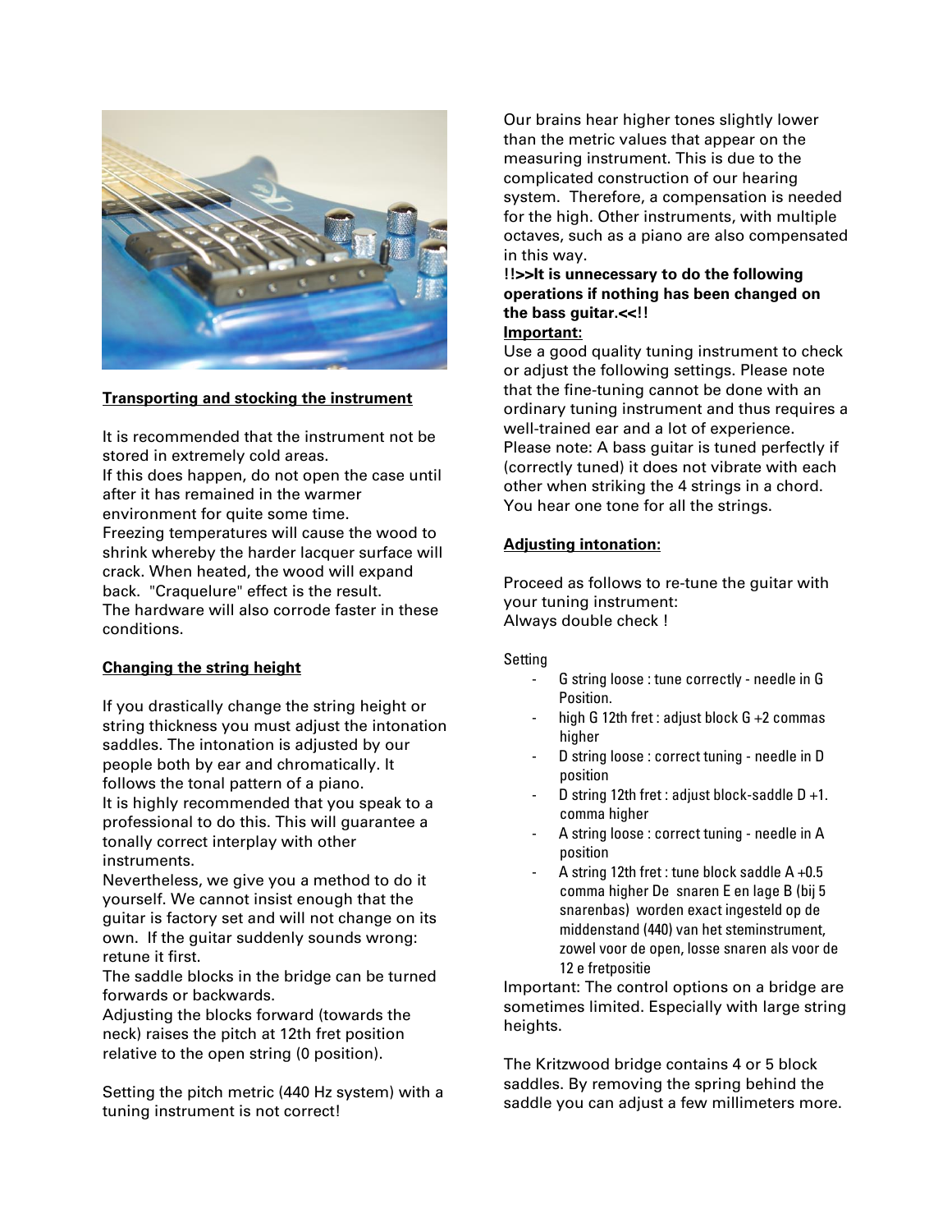**Transporting and stocking the instrument**

It is recommended that the instrument not be stored in extremely cold areas.
If this does happen, do not open the case until after it has remained in the warmer environment for quite some time.
Freezing temperatures will cause the wood to shrink whereby the harder lacquer surface will crack. When heated, the wood will expand back. "Craquelure" effect is the result.
The hardware will also corrode faster in these conditions.

**Changing the string height**

If you drastically change the string height or string thickness you must adjust the intonation saddles. The intonation is adjusted by our people both by ear and chromatically. It follows the tonal pattern of a piano.
It is highly recommended that you speak to a professional to do this. This will guarantee a tonally correct interplay with other instruments.
Nevertheless, we give you a method to do it yourself. We cannot insist enough that the guitar is factory set and will not change on its own. If the guitar suddenly sounds wrong: retune it first.
The saddle blocks in the bridge can be turned forwards or backwards.
Adjusting the blocks forward (towards the neck) raises the pitch at 12th fret position relative to the open string (0 position).

Setting the pitch metric (440 Hz system) with a tuning instrument is not correct!

Our brains hear higher tones slightly lower than the metric values that appear on the measuring instrument. This is due to the complicated construction of our hearing system. Therefore, a compensation is needed for the high. Other instruments, with multiple octaves, such as a piano are also compensated in this way.

**!!>>It is unnecessary to do the following operations if nothing has been changed on the bass guitar.<<!!**

**Important:**

Use a good quality tuning instrument to check or adjust the following settings. Please note that the fine-tuning cannot be done with an ordinary tuning instrument and thus requires a well-trained ear and a lot of experience.
Please note: A bass guitar is tuned perfectly if (correctly tuned) it does not vibrate with each other when striking the 4 strings in a chord. You hear one tone for all the strings.

**Adjusting intonation:**

Proceed as follows to re-tune the guitar with your tuning instrument:
Always double check !

Setting

- G string loose : tune correctly - needle in G Position.
- high G 12th fret : adjust block G +2 commas higher
- D string loose : correct tuning - needle in D position
- D string 12th fret : adjust block-saddle D +1. comma higher
- A string loose : correct tuning - needle in A position
- A string 12th fret : tune block saddle A +0.5 comma higher De snaren E en lage B (bij 5 snarenbas) worden exact ingesteld op de middenstand (440) van het steminstrument, zowel voor de open, losse snaren als voor de 12 e fretpositie

Important: The control options on a bridge are sometimes limited. Especially with large string heights.

The Kritzwood bridge contains 4 or 5 block saddles. By removing the spring behind the saddle you can adjust a few millimeters more.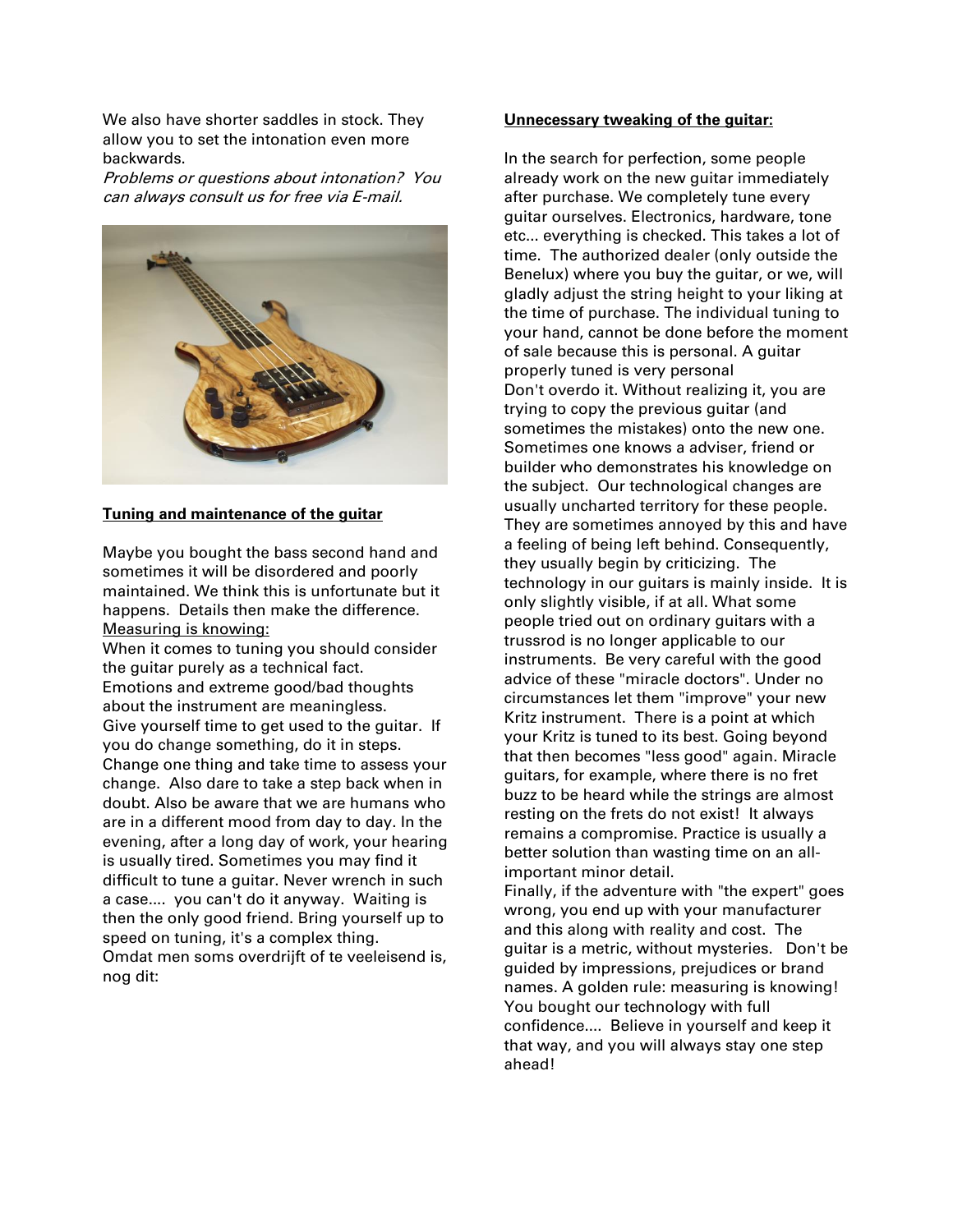We also have shorter saddles in stock. They allow you to set the intonation even more backwards.

*Problems or questions about intonation? You can always consult us for free via E-mail.*

**Tuning and maintenance of the guitar**

Maybe you bought the bass second hand and sometimes it will be disordered and poorly maintained. We think this is unfortunate but it happens. Details then make the difference.

Measuring is knowing:

When it comes to tuning you should consider the guitar purely as a technical fact. Emotions and extreme good/bad thoughts about the instrument are meaningless. Give yourself time to get used to the guitar. If you do change something, do it in steps. Change one thing and take time to assess your change. Also dare to take a step back when in doubt. Also be aware that we are humans who are in a different mood from day to day. In the evening, after a long day of work, your hearing is usually tired. Sometimes you may find it difficult to tune a guitar. Never wrench in such a case.... you can't do it anyway. Waiting is then the only good friend. Bring yourself up to speed on tuning, it's a complex thing.
Omdat men soms overdrijft of te veeleisend is, nog dit:

**Unnecessary tweaking of the guitar:**

In the search for perfection, some people already work on the new guitar immediately after purchase. We completely tune every guitar ourselves. Electronics, hardware, tone etc... everything is checked. This takes a lot of time. The authorized dealer (only outside the Benelux) where you buy the guitar, or we, will gladly adjust the string height to your liking at the time of purchase. The individual tuning to your hand, cannot be done before the moment of sale because this is personal. A guitar properly tuned is very personal
Don't overdo it. Without realizing it, you are trying to copy the previous guitar (and sometimes the mistakes) onto the new one. Sometimes one knows a adviser, friend or builder who demonstrates his knowledge on the subject. Our technological changes are usually uncharted territory for these people. They are sometimes annoyed by this and have a feeling of being left behind. Consequently, they usually begin by criticizing. The technology in our guitars is mainly inside. It is only slightly visible, if at all. What some people tried out on ordinary guitars with a trussrod is no longer applicable to our instruments. Be very careful with the good advice of these "miracle doctors". Under no circumstances let them "improve" your new Kritz instrument. There is a point at which your Kritz is tuned to its best. Going beyond that then becomes "less good" again. Miracle guitars, for example, where there is no fret buzz to be heard while the strings are almost resting on the frets do not exist! It always remains a compromise. Practice is usually a better solution than wasting time on an all-important minor detail.
Finally, if the adventure with "the expert" goes wrong, you end up with your manufacturer and this along with reality and cost. The guitar is a metric, without mysteries. Don't be guided by impressions, prejudices or brand names. A golden rule: measuring is knowing! You bought our technology with full confidence.... Believe in yourself and keep it that way, and you will always stay one step ahead!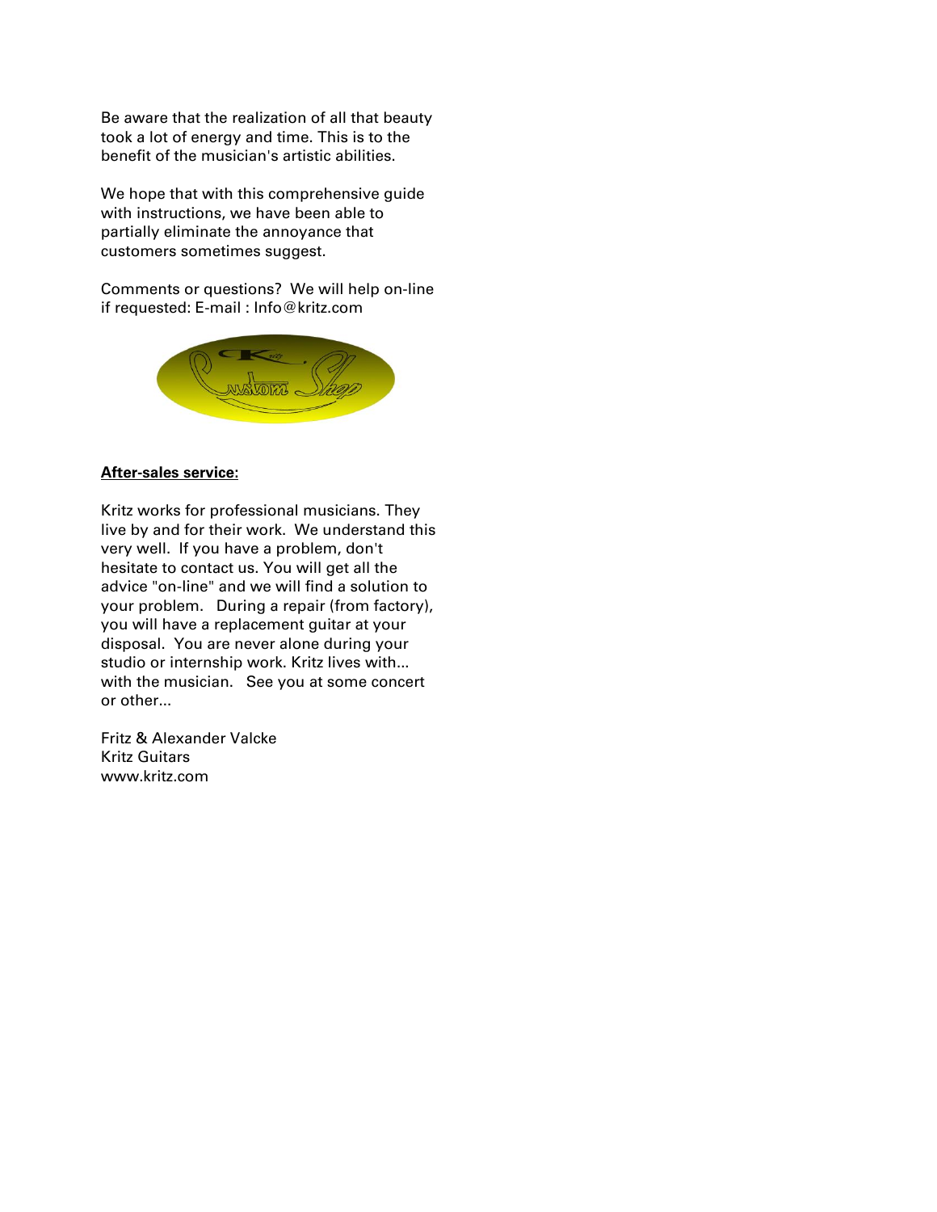Be aware that the realization of all that beauty took a lot of energy and time. This is to the benefit of the musician's artistic abilities.

We hope that with this comprehensive guide with instructions, we have been able to partially eliminate the annoyance that customers sometimes suggest.

Comments or questions? We will help on-line if requested: E-mail : Info@kritz.com

**After-sales service:**

Kritz works for professional musicians. They live by and for their work. We understand this very well. If you have a problem, don't hesitate to contact us. You will get all the advice "on-line" and we will find a solution to your problem. During a repair (from factory), you will have a replacement guitar at your disposal. You are never alone during your studio or internship work. Kritz lives with... with the musician. See you at some concert or other...

Fritz & Alexander Valcke
Kritz Guitars
www.kritz.com